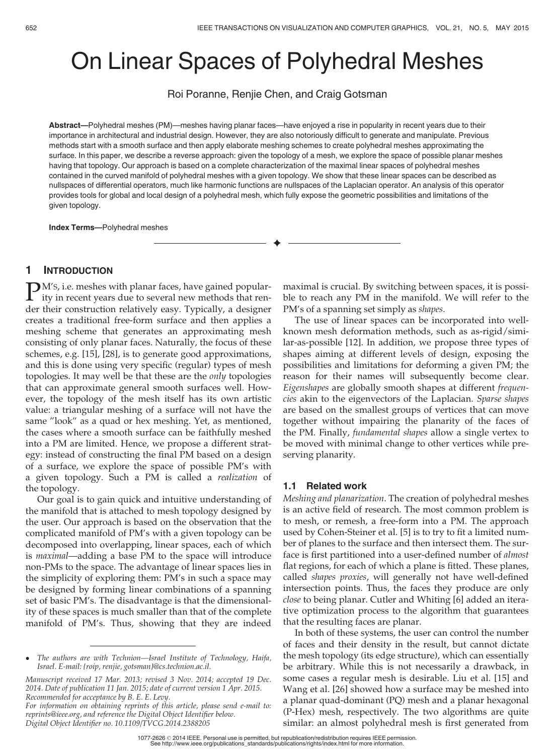# On Linear Spaces of Polyhedral Meshes

Roi Poranne, Renjie Chen, and Craig Gotsman

**Abstract**—Polyhedral meshes (PM)—meshes having planar faces—have enjoyed a rise in popularity in recent years due to their importance in architectural and industrial design. However, they are also notoriously difficult to generate and manipulate. Previous methods start with a smooth surface and then apply elaborate meshing schemes to create polyhedral meshes approximating the surface. In this paper, we describe a reverse approach: given the topology of a mesh, we explore the space of possible planar meshes having that topology. Our approach is based on a complete characterization of the maximal linear spaces of polyhedral meshes contained in the curved manifold of polyhedral meshes with a given topology. We show that these linear spaces can be described as nullspaces of differential operators, much like harmonic functions are nullspaces of the Laplacian operator. An analysis of this operator provides tools for global and local design of a polyhedral mesh, which fully expose the geometric possibilities and limitations of the given topology.

**Index Terms**—Polyhedral meshes

## 1 Introduction

PM's, i.e. meshes with planar faces, have gained popularity in recent years due to several new methods that render their construction relatively easy. Typically, a designer creates a traditional free-form surface and then applies a meshing scheme that generates an approximating mesh consisting of only planar faces. Naturally, the focus of these schemes, e.g. [15], [28], is to generate good approximations, and this is done using very specific (regular) types of mesh topologies. It may well be that these are the *only* topologies that can approximate general smooth surfaces well. However, the topology of the mesh itself has its own artistic value: a triangular meshing of a surface will not have the same "look" as a quad or hex meshing. Yet, as mentioned, the cases where a smooth surface can be faithfully meshed into a PM are limited. Hence, we propose a different strategy: instead of constructing the final PM based on a design of a surface, we explore the space of possible PM's with a given topology. Such a PM is called a *realization* of the topology.

Our goal is to gain quick and intuitive understanding of the manifold that is attached to mesh topology designed by the user. Our approach is based on the observation that the complicated manifold of PM's with a given topology can be decomposed into overlapping, linear spaces, each of which is *maximal*—adding a base PM to the space will introduce non-PMs to the space. The advantage of linear spaces lies in the simplicity of exploring them: PM's in such a space may be designed by forming linear combinations of a spanning set of basic PM's. The disadvantage is that the dimensionality of these spaces is much smaller than that of the complete manifold of PM's. Thus, showing that they are indeed maximal is crucial. By switching between spaces, it is possible to reach any PM in the manifold. We will refer to the PM's of a spanning set simply as *shapes*.

The use of linear spaces can be incorporated into well-known mesh deformation methods, such as as-rigid/similar-as-possible [12]. In addition, we propose three types of shapes aiming at different levels of design, exposing the possibilities and limitations for deforming a given PM; the reason for their names will subsequently become clear. *Eigenshapes* are globally smooth shapes at different *frequencies* akin to the eigenvectors of the Laplacian. *Sparse shapes* are based on the smallest groups of vertices that can move together without impairing the planarity of the faces of the PM. Finally, *fundamental shapes* allow a single vertex to be moved with minimal change to other vertices while preserving planarity.

### 1.1 Related work

*Meshing and planarization*. The creation of polyhedral meshes is an active field of research. The most common problem is to mesh, or remesh, a free-form into a PM. The approach used by Cohen-Steiner et al. [5] is to try to fit a limited number of planes to the surface and then intersect them. The surface is first partitioned into a user-defined number of *almost* flat regions, for each of which a plane is fitted. These planes, called *shapes proxies*, will generally not have well-defined intersection points. Thus, the faces they produce are only *close* to being planar. Cutler and Whiting [6] added an iterative optimization process to the algorithm that guarantees that the resulting faces are planar.

In both of these systems, the user can control the number of faces and their density in the result, but cannot dictate the mesh topology (its edge structure), which can essentially be arbitrary. While this is not necessarily a drawback, in some cases a regular mesh is desirable. Liu et al. [15] and Wang et al. [26] showed how a surface may be meshed into a planar quad-dominant (PQ) mesh and a planar hexagonal (P-Hex) mesh, respectively. The two algorithms are quite similar: an almost polyhedral mesh is first generated from

- The authors are with Technion—Israel Institute of Technology, Haifa, Israel. E-mail: {roip, renjie, gotsman}@cs.technion.ac.il.

*Manuscript received 17 Mar. 2013; revised 3 Nov. 2014; accepted 19 Dec. 2014. Date of publication 11 Jan. 2015; date of current version 1 Apr. 2015. Recommended for acceptance by B. E. E. Levy.*
*For information on obtaining reprints of this article, please send e-mail to: reprints@ieee.org, and reference the Digital Object Identifier below.*
*Digital Object Identifier no. 10.1109/TVCG.2014.2388205*

1077-2626 © 2014 IEEE. Personal use is permitted, but republication/redistribution requires IEEE permission.
See http://www.ieee.org/publications_standards/publications/rights/index.html for more information.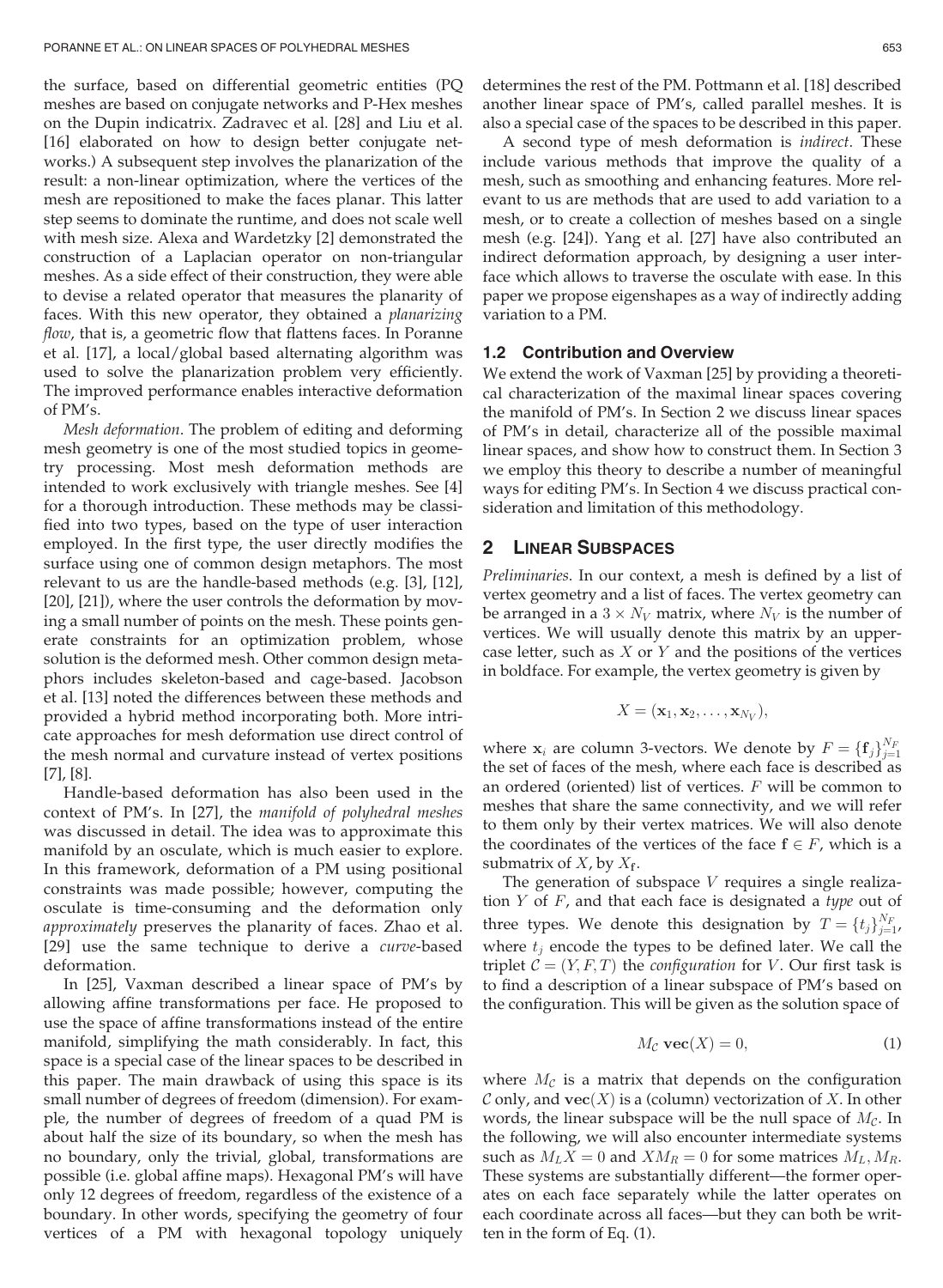the surface, based on differential geometric entities (PQ meshes are based on conjugate networks and P-Hex meshes on the Dupin indicatrix. Zadravec et al. [28] and Liu et al. [16] elaborated on how to design better conjugate networks.) A subsequent step involves the planarization of the result: a non-linear optimization, where the vertices of the mesh are repositioned to make the faces planar. This latter step seems to dominate the runtime, and does not scale well with mesh size. Alexa and Wardetzky [2] demonstrated the construction of a Laplacian operator on non-triangular meshes. As a side effect of their construction, they were able to devise a related operator that measures the planarity of faces. With this new operator, they obtained a *planarizing flow*, that is, a geometric flow that flattens faces. In Poranne et al. [17], a local/global based alternating algorithm was used to solve the planarization problem very efficiently. The improved performance enables interactive deformation of PM's.

*Mesh deformation*. The problem of editing and deforming mesh geometry is one of the most studied topics in geometry processing. Most mesh deformation methods are intended to work exclusively with triangle meshes. See [4] for a thorough introduction. These methods may be classified into two types, based on the type of user interaction employed. In the first type, the user directly modifies the surface using one of common design metaphors. The most relevant to us are the handle-based methods (e.g. [3], [12], [20], [21]), where the user controls the deformation by moving a small number of points on the mesh. These points generate constraints for an optimization problem, whose solution is the deformed mesh. Other common design metaphors includes skeleton-based and cage-based. Jacobson et al. [13] noted the differences between these methods and provided a hybrid method incorporating both. More intricate approaches for mesh deformation use direct control of the mesh normal and curvature instead of vertex positions [7], [8].

Handle-based deformation has also been used in the context of PM's. In [27], the *manifold of polyhedral meshes* was discussed in detail. The idea was to approximate this manifold by an osculate, which is much easier to explore. In this framework, deformation of a PM using positional constraints was made possible; however, computing the osculate is time-consuming and the deformation only *approximately* preserves the planarity of faces. Zhao et al. [29] use the same technique to derive a *curve*-based deformation.

In [25], Vaxman described a linear space of PM's by allowing affine transformations per face. He proposed to use the space of affine transformations instead of the entire manifold, simplifying the math considerably. In fact, this space is a special case of the linear spaces to be described in this paper. The main drawback of using this space is its small number of degrees of freedom (dimension). For example, the number of degrees of freedom of a quad PM is about half the size of its boundary, so when the mesh has no boundary, only the trivial, global, transformations are possible (i.e. global affine maps). Hexagonal PM's will have only 12 degrees of freedom, regardless of the existence of a boundary. In other words, specifying the geometry of four vertices of a PM with hexagonal topology uniquely determines the rest of the PM. Pottmann et al. [18] described another linear space of PM's, called parallel meshes. It is also a special case of the spaces to be described in this paper.

A second type of mesh deformation is *indirect*. These include various methods that improve the quality of a mesh, such as smoothing and enhancing features. More relevant to us are methods that are used to add variation to a mesh, or to create a collection of meshes based on a single mesh (e.g. [24]). Yang et al. [27] have also contributed an indirect deformation approach, by designing a user interface which allows to traverse the osculate with ease. In this paper we propose eigenshapes as a way of indirectly adding variation to a PM.

### 1.2 Contribution and Overview

We extend the work of Vaxman [25] by providing a theoretical characterization of the maximal linear spaces covering the manifold of PM's. In Section 2 we discuss linear spaces of PM's in detail, characterize all of the possible maximal linear spaces, and show how to construct them. In Section 3 we employ this theory to describe a number of meaningful ways for editing PM's. In Section 4 we discuss practical consideration and limitation of this methodology.

## 2 Linear Subspaces

*Preliminaries*. In our context, a mesh is defined by a list of vertex geometry and a list of faces. The vertex geometry can be arranged in a $3 \times N_V$ matrix, where $N_V$ is the number of vertices. We will usually denote this matrix by an uppercase letter, such as $X$ or $Y$ and the positions of the vertices in boldface. For example, the vertex geometry is given by

$$X = (\mathbf{x}_1, \mathbf{x}_2, \ldots, \mathbf{x}_{N_V}),$$

where $\mathbf{x}_i$ are column 3-vectors. We denote by $F = \{\mathbf{f}_j\}_{j=1}^{N_F}$ the set of faces of the mesh, where each face is described as an ordered (oriented) list of vertices. $F$ will be common to meshes that share the same connectivity, and we will refer to them only by their vertex matrices. We will also denote the coordinates of the vertices of the face $\mathbf{f} \in F$, which is a submatrix of $X$, by $X_{\mathbf{f}}$.

The generation of subspace $V$ requires a single realization $Y$ of $F$, and that each face is designated a *type* out of three types. We denote this designation by $T = \{t_j\}_{j=1}^{N_F}$, where $t_j$ encode the types to be defined later. We call the triplet $\mathcal{C} = (Y, F, T)$ the *configuration* for $V$. Our first task is to find a description of a linear subspace of PM's based on the configuration. This will be given as the solution space of

$$M_{\mathcal{C}}\, \mathbf{vec}(X) = 0, \tag{1}$$

where $M_{\mathcal{C}}$ is a matrix that depends on the configuration $\mathcal{C}$ only, and $\mathbf{vec}(X)$ is a (column) vectorization of $X$. In other words, the linear subspace will be the null space of $M_{\mathcal{C}}$. In the following, we will also encounter intermediate systems such as $M_L X = 0$ and $X M_R = 0$ for some matrices $M_L, M_R$. These systems are substantially different—the former operates on each face separately while the latter operates on each coordinate across all faces—but they can both be written in the form of Eq. (1).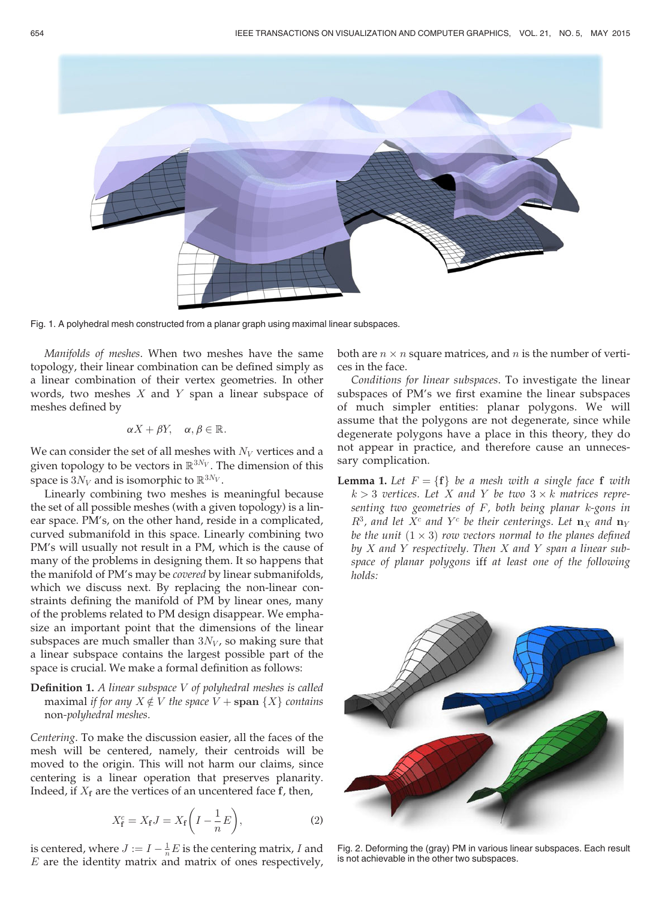Fig. 1. A polyhedral mesh constructed from a planar graph using maximal linear subspaces.

*Manifolds of meshes*. When two meshes have the same topology, their linear combination can be defined simply as a linear combination of their vertex geometries. In other words, two meshes $X$ and $Y$ span a linear subspace of meshes defined by

$$\alpha X + \beta Y, \quad \alpha, \beta \in \mathbb{R}.$$

We can consider the set of all meshes with $N_V$ vertices and a given topology to be vectors in $\mathbb{R}^{3N_V}$. The dimension of this space is $3N_V$ and is isomorphic to $\mathbb{R}^{3N_V}$.

Linearly combining two meshes is meaningful because the set of all possible meshes (with a given topology) is a linear space. PM's, on the other hand, reside in a complicated, curved submanifold in this space. Linearly combining two PM's will usually not result in a PM, which is the cause of many of the problems in designing them. It so happens that the manifold of PM's may be *covered* by linear submanifolds, which we discuss next. By replacing the non-linear constraints defining the manifold of PM by linear ones, many of the problems related to PM design disappear. We emphasize an important point that the dimensions of the linear subspaces are much smaller than $3N_V$, so making sure that a linear subspace contains the largest possible part of the space is crucial. We make a formal definition as follows:

**Definition 1.** *A linear subspace $V$ of polyhedral meshes is called* maximal *if for any $X \notin V$ the space $V + \mathbf{span}\,\{X\}$ contains* non-*polyhedral meshes.*

*Centering*. To make the discussion easier, all the faces of the mesh will be centered, namely, their centroids will be moved to the origin. This will not harm our claims, since centering is a linear operation that preserves planarity. Indeed, if $X_\mathbf{f}$ are the vertices of an uncentered face $\mathbf{f}$, then,

$$X^c_\mathbf{f} = X_\mathbf{f} J = X_\mathbf{f}\left(I - \frac{1}{n}E\right), \tag{2}$$

is centered, where $J := I - \frac{1}{n}E$ is the centering matrix, $I$ and $E$ are the identity matrix and matrix of ones respectively, both are $n \times n$ square matrices, and $n$ is the number of vertices in the face.

*Conditions for linear subspaces*. To investigate the linear subspaces of PM's we first examine the linear subspaces of much simpler entities: planar polygons. We will assume that the polygons are not degenerate, since while degenerate polygons have a place in this theory, they do not appear in practice, and therefore cause an unnecessary complication.

**Lemma 1.** *Let $F = \{\mathbf{f}\}$ be a mesh with a single face $\mathbf{f}$ with $k > 3$ vertices. Let $X$ and $Y$ be two $3 \times k$ matrices representing two geometries of $F$, both being planar $k$-gons in $R^3$, and let $X^c$ and $Y^c$ be their centerings. Let $\mathbf{n}_X$ and $\mathbf{n}_Y$ be the unit $(1 \times 3)$ row vectors normal to the planes defined by $X$ and $Y$ respectively. Then $X$ and $Y$ span a linear subspace of planar polygons* iff *at least one of the following holds:*

Fig. 2. Deforming the (gray) PM in various linear subspaces. Each result is not achievable in the other two subspaces.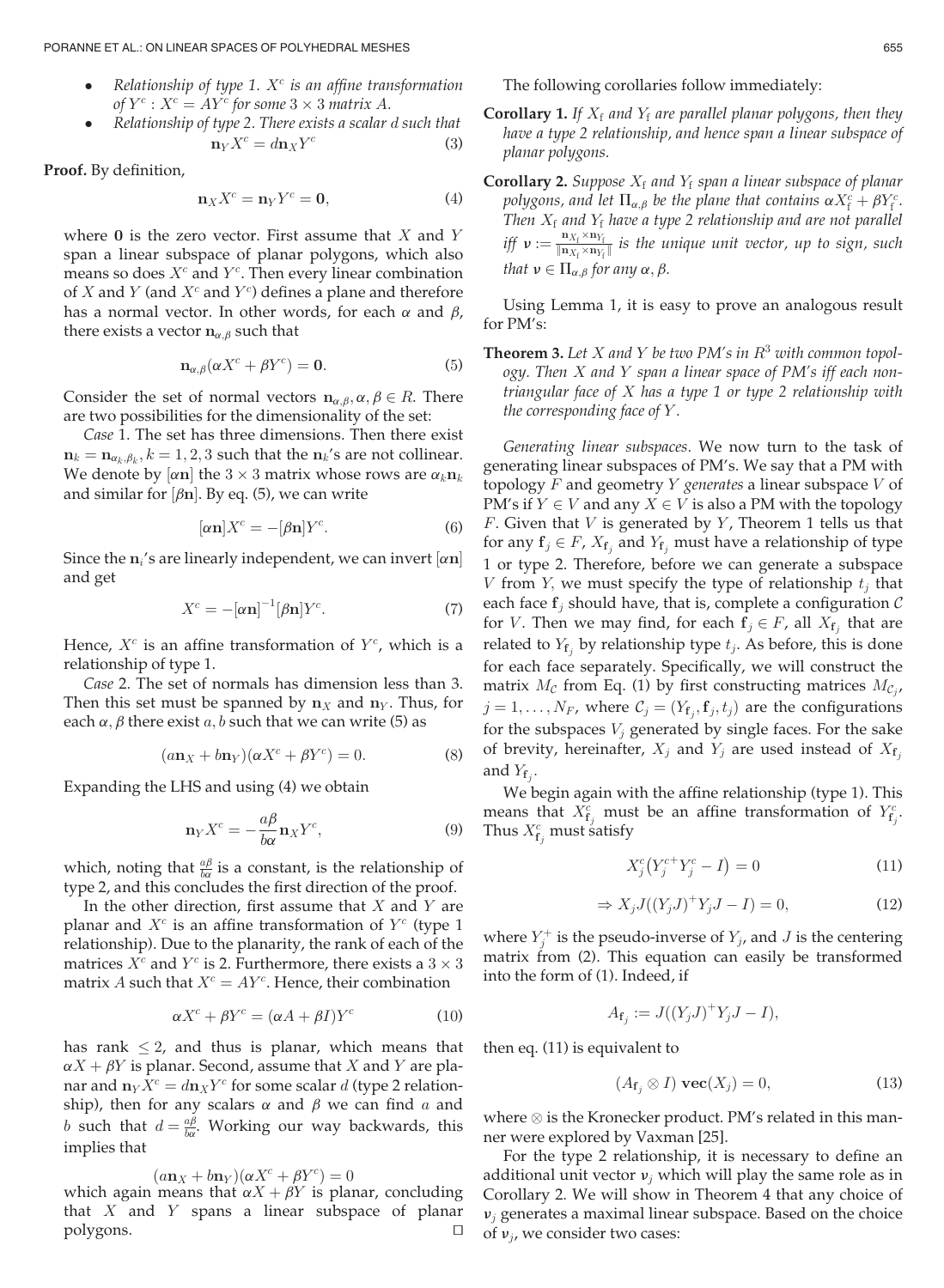- *Relationship of type 1. $X^c$ is an affine transformation of $Y^c$ : $X^c = AY^c$ for some $3 \times 3$ matrix $A$.*
- *Relationship of type 2. There exists a scalar $d$ such that*

$$\mathbf{n}_Y X^c = d\mathbf{n}_X Y^c \tag{3}$$

**Proof.** By definition,

$$\mathbf{n}_X X^c = \mathbf{n}_Y Y^c = \mathbf{0}, \tag{4}$$

where $\mathbf{0}$ is the zero vector. First assume that $X$ and $Y$ span a linear subspace of planar polygons, which also means so does $X^c$ and $Y^c$. Then every linear combination of $X$ and $Y$ (and $X^c$ and $Y^c$) defines a plane and therefore has a normal vector. In other words, for each $\alpha$ and $\beta$, there exists a vector $\mathbf{n}_{\alpha,\beta}$ such that

$$\mathbf{n}_{\alpha,\beta}(\alpha X^c + \beta Y^c) = \mathbf{0}. \tag{5}$$

Consider the set of normal vectors $\mathbf{n}_{\alpha,\beta}, \alpha, \beta \in R$. There are two possibilities for the dimensionality of the set:

*Case* 1. The set has three dimensions. Then there exist $\mathbf{n}_k = \mathbf{n}_{\alpha_k,\beta_k}, k = 1, 2, 3$ such that the $\mathbf{n}_k$'s are not collinear. We denote by $[\alpha\mathbf{n}]$ the $3 \times 3$ matrix whose rows are $\alpha_k \mathbf{n}_k$ and similar for $[\beta\mathbf{n}]$. By eq. (5), we can write

$$[\alpha\mathbf{n}]X^c = -[\beta\mathbf{n}]Y^c. \tag{6}$$

Since the $\mathbf{n}_i$'s are linearly independent, we can invert $[\alpha\mathbf{n}]$ and get

$$X^c = -[\alpha\mathbf{n}]^{-1}[\beta\mathbf{n}]Y^c. \tag{7}$$

Hence, $X^c$ is an affine transformation of $Y^c$, which is a relationship of type 1.

*Case* 2. The set of normals has dimension less than 3. Then this set must be spanned by $\mathbf{n}_X$ and $\mathbf{n}_Y$. Thus, for each $\alpha, \beta$ there exist $a, b$ such that we can write (5) as

$$(a\mathbf{n}_X + b\mathbf{n}_Y)(\alpha X^c + \beta Y^c) = 0. \tag{8}$$

Expanding the LHS and using (4) we obtain

$$\mathbf{n}_Y X^c = -\frac{a\beta}{b\alpha}\mathbf{n}_X Y^c, \tag{9}$$

which, noting that $\frac{a\beta}{b\alpha}$ is a constant, is the relationship of type 2, and this concludes the first direction of the proof.

In the other direction, first assume that $X$ and $Y$ are planar and $X^c$ is an affine transformation of $Y^c$ (type 1 relationship). Due to the planarity, the rank of each of the matrices $X^c$ and $Y^c$ is 2. Furthermore, there exists a $3 \times 3$ matrix $A$ such that $X^c = AY^c$. Hence, their combination

$$\alpha X^c + \beta Y^c = (\alpha A + \beta I)Y^c \tag{10}$$

has rank $\leq 2$, and thus is planar, which means that $\alpha X + \beta Y$ is planar. Second, assume that $X$ and $Y$ are planar and $\mathbf{n}_Y X^c = d\mathbf{n}_X Y^c$ for some scalar $d$ (type 2 relationship), then for any scalars $\alpha$ and $\beta$ we can find $a$ and $b$ such that $d = \frac{a\beta}{b\alpha}$. Working our way backwards, this implies that

$$(a\mathbf{n}_X + b\mathbf{n}_Y)(\alpha X^c + \beta Y^c) = 0$$

which again means that $\alpha X + \beta Y$ is planar, concluding that $X$ and $Y$ spans a linear subspace of planar polygons. □

The following corollaries follow immediately:

**Corollary 1.** *If $X_\mathrm{f}$ and $Y_\mathrm{f}$ are parallel planar polygons, then they have a type 2 relationship, and hence span a linear subspace of planar polygons.*

**Corollary 2.** *Suppose $X_\mathrm{f}$ and $Y_\mathrm{f}$ span a linear subspace of planar polygons, and let $\Pi_{\alpha,\beta}$ be the plane that contains $\alpha X_\mathrm{f}^c + \beta Y_\mathrm{f}^c$. Then $X_\mathrm{f}$ and $Y_\mathrm{f}$ have a type 2 relationship and are not parallel iff $\boldsymbol{\nu} := \frac{\mathbf{n}_{X_\mathrm{f}} \times \mathbf{n}_{Y_\mathrm{f}}}{\|\mathbf{n}_{X_\mathrm{f}} \times \mathbf{n}_{Y_\mathrm{f}}\|}$ is the unique unit vector, up to sign, such that $\boldsymbol{\nu} \in \Pi_{\alpha,\beta}$ for any $\alpha, \beta$.*

Using Lemma 1, it is easy to prove an analogous result for PM's:

**Theorem 3.** *Let $X$ and $Y$ be two PM's in $R^3$ with common topology. Then $X$ and $Y$ span a linear space of PM's iff each non-triangular face of $X$ has a type 1 or type 2 relationship with the corresponding face of $Y$.*

*Generating linear subspaces.* We now turn to the task of generating linear subspaces of PM's. We say that a PM with topology $F$ and geometry $Y$ *generates* a linear subspace $V$ of PM's if $Y \in V$ and any $X \in V$ is also a PM with the topology $F$. Given that $V$ is generated by $Y$, Theorem 1 tells us that for any $\mathbf{f}_j \in F$, $X_{\mathbf{f}_j}$ and $Y_{\mathbf{f}_j}$ must have a relationship of type 1 or type 2. Therefore, before we can generate a subspace $V$ from $Y$, we must specify the type of relationship $t_j$ that each face $\mathbf{f}_j$ should have, that is, complete a configuration $\mathcal{C}$ for $V$. Then we may find, for each $\mathbf{f}_j \in F$, all $X_{\mathbf{f}_j}$ that are related to $Y_{\mathbf{f}_j}$ by relationship type $t_j$. As before, this is done for each face separately. Specifically, we will construct the matrix $M_\mathcal{C}$ from Eq. (1) by first constructing matrices $M_{\mathcal{C}_j}$, $j = 1, \ldots, N_F$, where $\mathcal{C}_j = (Y_{\mathbf{f}_j}, \mathbf{f}_j, t_j)$ are the configurations for the subspaces $V_j$ generated by single faces. For the sake of brevity, hereinafter, $X_j$ and $Y_j$ are used instead of $X_{\mathbf{f}_j}$ and $Y_{\mathbf{f}_j}$.

We begin again with the affine relationship (type 1). This means that $X_{\mathbf{f}_j}^c$ must be an affine transformation of $Y_{\mathbf{f}_j}^c$. Thus $X_{\mathbf{f}_j}^c$ must satisfy

$$X_j^c\left(Y_j^{c+}Y_j^c - I\right) = 0 \tag{11}$$

$$\Rightarrow X_j J((Y_j J)^+ Y_j J - I) = 0, \tag{12}$$

where $Y_j^+$ is the pseudo-inverse of $Y_j$, and $J$ is the centering matrix from (2). This equation can easily be transformed into the form of (1). Indeed, if

$$A_{\mathbf{f}_j} := J((Y_j J)^+ Y_j J - I),$$

then eq. (11) is equivalent to

$$(A_{\mathbf{f}_j} \otimes I)\ \mathbf{vec}(X_j) = 0, \tag{13}$$

where $\otimes$ is the Kronecker product. PM's related in this manner were explored by Vaxman [25].

For the type 2 relationship, it is necessary to define an additional unit vector $\boldsymbol{\nu}_j$ which will play the same role as in Corollary 2. We will show in Theorem 4 that any choice of $\boldsymbol{\nu}_j$ generates a maximal linear subspace. Based on the choice of $\boldsymbol{\nu}_j$, we consider two cases: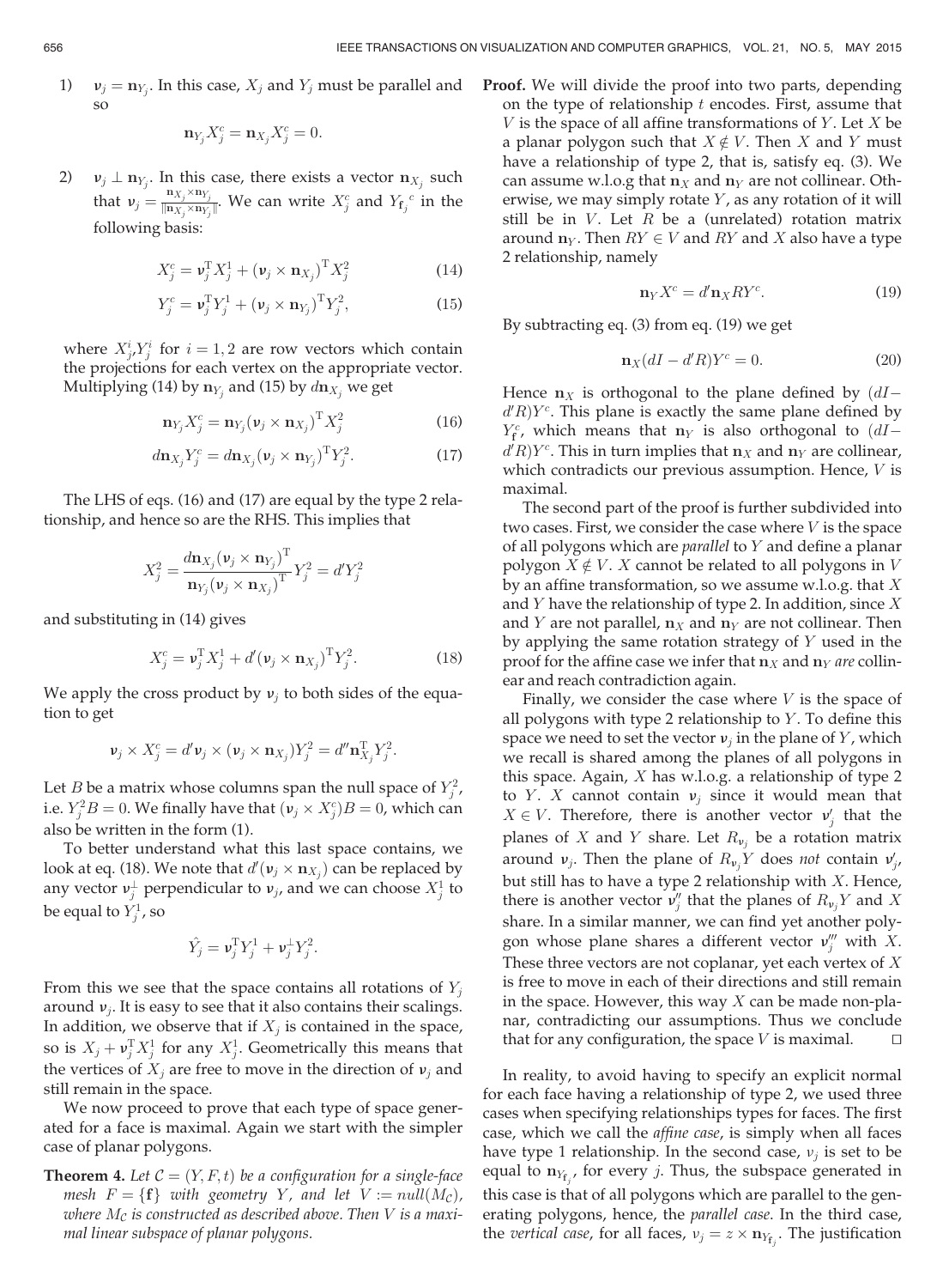1) $\boldsymbol{\nu}_j = \mathbf{n}_{Y_j}$. In this case, $X_j$ and $Y_j$ must be parallel and so

$$\mathbf{n}_{Y_j} X_j^c = \mathbf{n}_{X_j} X_j^c = 0.$$

2) $\boldsymbol{\nu}_j \perp \mathbf{n}_{Y_j}$. In this case, there exists a vector $\mathbf{n}_{X_j}$ such that $\boldsymbol{\nu}_j = \frac{\mathbf{n}_{X_j} \times \mathbf{n}_{Y_j}}{\|\mathbf{n}_{X_j} \times \mathbf{n}_{Y_j}\|}$. We can write $X_j^c$ and ${Y_{\mathbf{f}}}_j{}^c$ in the following basis:

$$X_j^c = \boldsymbol{\nu}_j^{\mathrm{T}} X_j^1 + (\boldsymbol{\nu}_j \times \mathbf{n}_{X_j})^{\mathrm{T}} X_j^2 \tag{14}$$

$$Y_j^c = \boldsymbol{\nu}_j^{\mathrm{T}} Y_j^1 + (\boldsymbol{\nu}_j \times \mathbf{n}_{Y_j})^{\mathrm{T}} Y_j^2, \tag{15}$$

where $X_j^i, Y_j^i$ for $i = 1, 2$ are row vectors which contain the projections for each vertex on the appropriate vector. Multiplying (14) by $\mathbf{n}_{Y_j}$ and (15) by $d\mathbf{n}_{X_j}$ we get

$$\mathbf{n}_{Y_j} X_j^c = \mathbf{n}_{Y_j} (\boldsymbol{\nu}_j \times \mathbf{n}_{X_j})^{\mathrm{T}} X_j^2 \tag{16}$$

$$d\mathbf{n}_{X_j} Y_j^c = d\mathbf{n}_{X_j} (\boldsymbol{\nu}_j \times \mathbf{n}_{Y_j})^{\mathrm{T}} Y_j^2. \tag{17}$$

The LHS of eqs. (16) and (17) are equal by the type 2 relationship, and hence so are the RHS. This implies that

$$X_j^2 = \frac{d\mathbf{n}_{X_j} (\boldsymbol{\nu}_j \times \mathbf{n}_{Y_j})^{\mathrm{T}}}{\mathbf{n}_{Y_j} (\boldsymbol{\nu}_j \times \mathbf{n}_{X_j})^{\mathrm{T}}} Y_j^2 = d' Y_j^2$$

and substituting in (14) gives

$$X_j^c = \boldsymbol{\nu}_j^{\mathrm{T}} X_j^1 + d' (\boldsymbol{\nu}_j \times \mathbf{n}_{X_j})^{\mathrm{T}} Y_j^2. \tag{18}$$

We apply the cross product by $\boldsymbol{\nu}_j$ to both sides of the equation to get

$$\boldsymbol{\nu}_j \times X_j^c = d' \boldsymbol{\nu}_j \times (\boldsymbol{\nu}_j \times \mathbf{n}_{X_j}) Y_j^2 = d'' \mathbf{n}_{X_j}^{\mathrm{T}} Y_j^2.$$

Let $B$ be a matrix whose columns span the null space of $Y_j^2$, i.e. $Y_j^2 B = 0$. We finally have that $(\boldsymbol{\nu}_j \times X_j^c) B = 0$, which can also be written in the form (1).

To better understand what this last space contains, we look at eq. (18). We note that $d'(\boldsymbol{\nu}_j \times \mathbf{n}_{X_j})$ can be replaced by any vector $\boldsymbol{\nu}_j^{\perp}$ perpendicular to $\boldsymbol{\nu}_j$, and we can choose $X_j^1$ to be equal to $Y_j^1$, so

$$\hat{Y}_j = \boldsymbol{\nu}_j^{\mathrm{T}} Y_j^1 + \boldsymbol{\nu}_j^{\perp} Y_j^2.$$

From this we see that the space contains all rotations of $Y_j$ around $\boldsymbol{\nu}_j$. It is easy to see that it also contains their scalings. In addition, we observe that if $X_j$ is contained in the space, so is $X_j + \boldsymbol{\nu}_j^{\mathrm{T}} X_j^1$ for any $X_j^1$. Geometrically this means that the vertices of $X_j$ are free to move in the direction of $\boldsymbol{\nu}_j$ and still remain in the space.

We now proceed to prove that each type of space generated for a face is maximal. Again we start with the simpler case of planar polygons.

**Theorem 4.** *Let $\mathcal{C} = (Y, F, t)$ be a configuration for a single-face mesh $F = \{\mathbf{f}\}$ with geometry $Y$, and let $V := null(M_{\mathcal{C}})$, where $M_{\mathcal{C}}$ is constructed as described above. Then $V$ is a maximal linear subspace of planar polygons.*

**Proof.** We will divide the proof into two parts, depending on the type of relationship $t$ encodes. First, assume that $V$ is the space of all affine transformations of $Y$. Let $X$ be a planar polygon such that $X \notin V$. Then $X$ and $Y$ must have a relationship of type 2, that is, satisfy eq. (3). We can assume w.l.o.g that $\mathbf{n}_X$ and $\mathbf{n}_Y$ are not collinear. Otherwise, we may simply rotate $Y$, as any rotation of it will still be in $V$. Let $R$ be a (unrelated) rotation matrix around $\mathbf{n}_Y$. Then $RY \in V$ and $RY$ and $X$ also have a type 2 relationship, namely

$$\mathbf{n}_Y X^c = d' \mathbf{n}_X R Y^c. \tag{19}$$

By subtracting eq. (3) from eq. (19) we get

$$\mathbf{n}_X (dI - d'R) Y^c = 0. \tag{20}$$

Hence $\mathbf{n}_X$ is orthogonal to the plane defined by $(dI - d'R)Y^c$. This plane is exactly the same plane defined by $Y_{\mathbf{f}}^c$, which means that $\mathbf{n}_Y$ is also orthogonal to $(dI - d'R)Y^c$. This in turn implies that $\mathbf{n}_X$ and $\mathbf{n}_Y$ are collinear, which contradicts our previous assumption. Hence, $V$ is maximal.

The second part of the proof is further subdivided into two cases. First, we consider the case where $V$ is the space of all polygons which are *parallel* to $Y$ and define a planar polygon $X \notin V$. $X$ cannot be related to all polygons in $V$ by an affine transformation, so we assume w.l.o.g. that $X$ and $Y$ have the relationship of type 2. In addition, since $X$ and $Y$ are not parallel, $\mathbf{n}_X$ and $\mathbf{n}_Y$ are not collinear. Then by applying the same rotation strategy of $Y$ used in the proof for the affine case we infer that $\mathbf{n}_X$ and $\mathbf{n}_Y$ *are* collinear and reach contradiction again.

Finally, we consider the case where $V$ is the space of all polygons with type 2 relationship to $Y$. To define this space we need to set the vector $\boldsymbol{\nu}_j$ in the plane of $Y$, which we recall is shared among the planes of all polygons in this space. Again, $X$ has w.l.o.g. a relationship of type 2 to $Y$. $X$ cannot contain $\boldsymbol{\nu}_j$ since it would mean that $X \in V$. Therefore, there is another vector $\boldsymbol{\nu}_j'$ that the planes of $X$ and $Y$ share. Let $R_{\boldsymbol{\nu}_j}$ be a rotation matrix around $\boldsymbol{\nu}_j$. Then the plane of $R_{\boldsymbol{\nu}_j} Y$ does *not* contain $\boldsymbol{\nu}_j'$, but still has to have a type 2 relationship with $X$. Hence, there is another vector $\boldsymbol{\nu}_j''$ that the planes of $R_{\boldsymbol{\nu}_j} Y$ and $X$ share. In a similar manner, we can find yet another polygon whose plane shares a different vector $\boldsymbol{\nu}_j'''$ with $X$. These three vectors are not coplanar, yet each vertex of $X$ is free to move in each of their directions and still remain in the space. However, this way $X$ can be made non-planar, contradicting our assumptions. Thus we conclude that for any configuration, the space $V$ is maximal. □

In reality, to avoid having to specify an explicit normal for each face having a relationship of type 2, we used three cases when specifying relationships types for faces. The first case, which we call the *affine case*, is simply when all faces have type 1 relationship. In the second case, $\boldsymbol{\nu}_j$ is set to be equal to $\mathbf{n}_{Y_{\mathbf{f}_j}}$, for every $j$. Thus, the subspace generated in this case is that of all polygons which are parallel to the generating polygons, hence, the *parallel case*. In the third case, the *vertical case*, for all faces, $\boldsymbol{\nu}_j = z \times \mathbf{n}_{Y_{\mathbf{f}_j}}$. The justification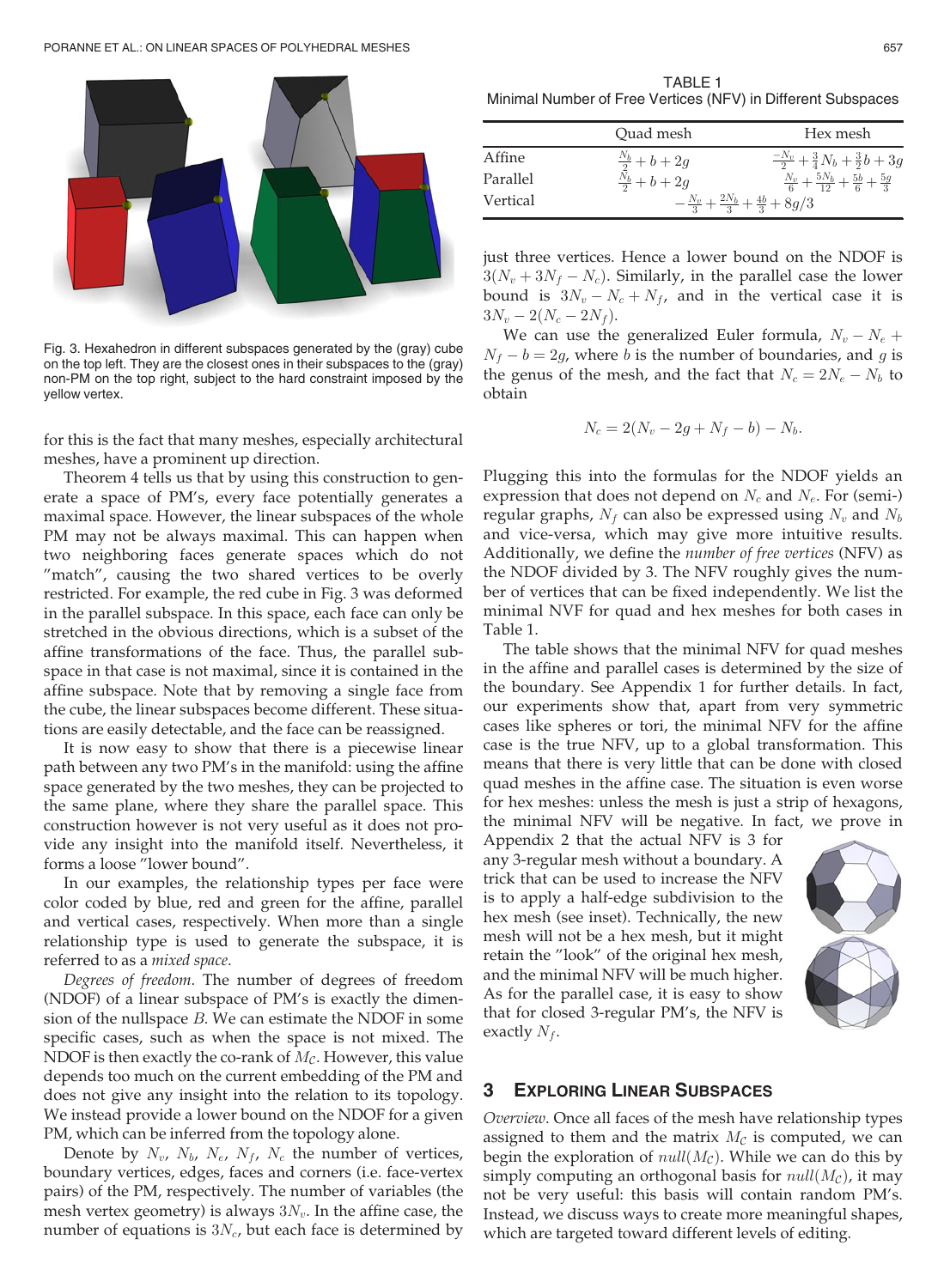Fig. 3. Hexahedron in different subspaces generated by the (gray) cube on the top left. They are the closest ones in their subspaces to the (gray) non-PM on the top right, subject to the hard constraint imposed by the yellow vertex.

for this is the fact that many meshes, especially architectural meshes, have a prominent up direction.

Theorem 4 tells us that by using this construction to generate a space of PM's, every face potentially generates a maximal space. However, the linear subspaces of the whole PM may not be always maximal. This can happen when two neighboring faces generate spaces which do not "match", causing the two shared vertices to be overly restricted. For example, the red cube in Fig. 3 was deformed in the parallel subspace. In this space, each face can only be stretched in the obvious directions, which is a subset of the affine transformations of the face. Thus, the parallel subspace in that case is not maximal, since it is contained in the affine subspace. Note that by removing a single face from the cube, the linear subspaces become different. These situations are easily detectable, and the face can be reassigned.

It is now easy to show that there is a piecewise linear path between any two PM's in the manifold: using the affine space generated by the two meshes, they can be projected to the same plane, where they share the parallel space. This construction however is not very useful as it does not provide any insight into the manifold itself. Nevertheless, it forms a loose "lower bound".

In our examples, the relationship types per face were color coded by blue, red and green for the affine, parallel and vertical cases, respectively. When more than a single relationship type is used to generate the subspace, it is referred to as a *mixed space*.

*Degrees of freedom*. The number of degrees of freedom (NDOF) of a linear subspace of PM's is exactly the dimension of the nullspace $B$. We can estimate the NDOF in some specific cases, such as when the space is not mixed. The NDOF is then exactly the co-rank of $M_C$. However, this value depends too much on the current embedding of the PM and does not give any insight into the relation to its topology. We instead provide a lower bound on the NDOF for a given PM, which can be inferred from the topology alone.

Denote by $N_v$, $N_b$, $N_e$, $N_f$, $N_c$ the number of vertices, boundary vertices, edges, faces and corners (i.e. face-vertex pairs) of the PM, respectively. The number of variables (the mesh vertex geometry) is always $3N_v$. In the affine case, the number of equations is $3N_c$, but each face is determined by just three vertices. Hence a lower bound on the NDOF is $3(N_v + 3N_f - N_c)$. Similarly, in the parallel case the lower bound is $3N_v - N_c + N_f$, and in the vertical case it is $3N_v - 2(N_c - 2N_f)$.

TABLE 1
Minimal Number of Free Vertices (NFV) in Different Subspaces

| | Quad mesh | Hex mesh |
|---|---|---|
| Affine | $\frac{N_b}{2} + b + 2g$ | $\frac{-N_v}{2} + \frac{3}{4}N_b + \frac{3}{2}b + 3g$ |
| Parallel | $\frac{N_b}{2} + b + 2g$ | $\frac{N_v}{6} + \frac{5N_b}{12} + \frac{5b}{6} + \frac{5g}{3}$ |
| Vertical | $-\frac{N_v}{3} + \frac{2N_b}{3} + \frac{4b}{3} + 8g/3$ | |

We can use the generalized Euler formula, $N_v - N_e + N_f - b = 2g$, where $b$ is the number of boundaries, and $g$ is the genus of the mesh, and the fact that $N_c = 2N_e - N_b$ to obtain

$$N_c = 2(N_v - 2g + N_f - b) - N_b.$$

Plugging this into the formulas for the NDOF yields an expression that does not depend on $N_c$ and $N_e$. For (semi-) regular graphs, $N_f$ can also be expressed using $N_v$ and $N_b$ and vice-versa, which may give more intuitive results. Additionally, we define the *number of free vertices* (NFV) as the NDOF divided by 3. The NFV roughly gives the number of vertices that can be fixed independently. We list the minimal NVF for quad and hex meshes for both cases in Table 1.

The table shows that the minimal NFV for quad meshes in the affine and parallel cases is determined by the size of the boundary. See Appendix 1 for further details. In fact, our experiments show that, apart from very symmetric cases like spheres or tori, the minimal NFV for the affine case is the true NFV, up to a global transformation. This means that there is very little that can be done with closed quad meshes in the affine case. The situation is even worse for hex meshes: unless the mesh is just a strip of hexagons, the minimal NFV will be negative. In fact, we prove in Appendix 2 that the actual NFV is 3 for any 3-regular mesh without a boundary. A trick that can be used to increase the NFV is to apply a half-edge subdivision to the hex mesh (see inset). Technically, the new mesh will not be a hex mesh, but it might retain the "look" of the original hex mesh, and the minimal NFV will be much higher. As for the parallel case, it is easy to show that for closed 3-regular PM's, the NFV is exactly $N_f$.

## 3 Exploring Linear Subspaces

*Overview*. Once all faces of the mesh have relationship types assigned to them and the matrix $M_C$ is computed, we can begin the exploration of $null(M_C)$. While we can do this by simply computing an orthogonal basis for $null(M_C)$, it may not be very useful: this basis will contain random PM's. Instead, we discuss ways to create more meaningful shapes, which are targeted toward different levels of editing.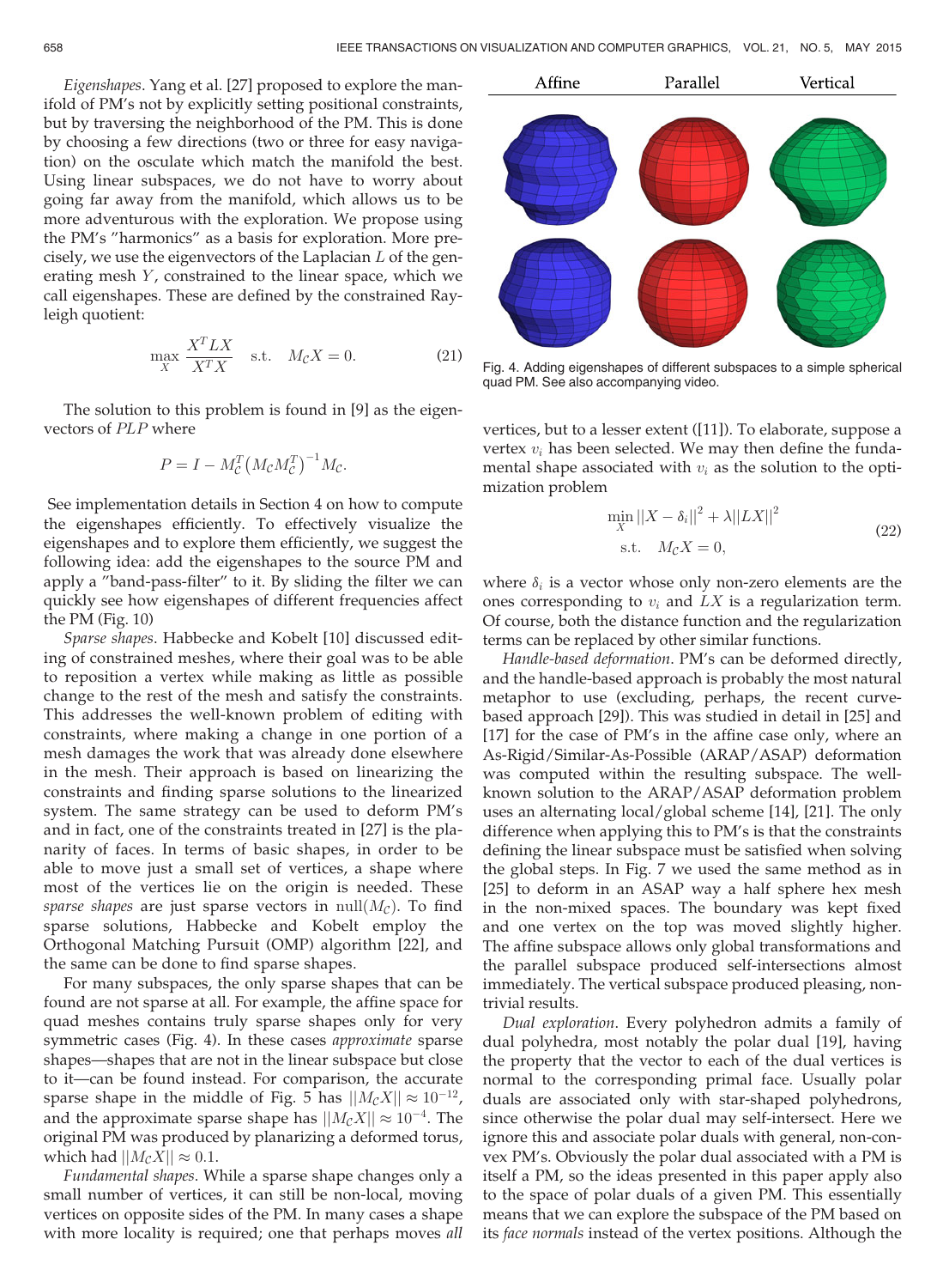*Eigenshapes*. Yang et al. [27] proposed to explore the manifold of PM's not by explicitly setting positional constraints, but by traversing the neighborhood of the PM. This is done by choosing a few directions (two or three for easy navigation) on the osculate which match the manifold the best. Using linear subspaces, we do not have to worry about going far away from the manifold, which allows us to be more adventurous with the exploration. We propose using the PM's "harmonics" as a basis for exploration. More precisely, we use the eigenvectors of the Laplacian $L$ of the generating mesh $Y$, constrained to the linear space, which we call eigenshapes. These are defined by the constrained Rayleigh quotient:

$$\max_X \frac{X^T L X}{X^T X} \quad \text{s.t.} \quad M_{\mathcal{C}} X = 0. \tag{21}$$

The solution to this problem is found in [9] as the eigenvectors of $PLP$ where

$$P = I - M_{\mathcal{C}}^T \left( M_{\mathcal{C}} M_{\mathcal{C}}^T \right)^{-1} M_{\mathcal{C}}.$$

See implementation details in Section 4 on how to compute the eigenshapes efficiently. To effectively visualize the eigenshapes and to explore them efficiently, we suggest the following idea: add the eigenshapes to the source PM and apply a "band-pass-filter" to it. By sliding the filter we can quickly see how eigenshapes of different frequencies affect the PM (Fig. 10)

*Sparse shapes*. Habbecke and Kobelt [10] discussed editing of constrained meshes, where their goal was to be able to reposition a vertex while making as little as possible change to the rest of the mesh and satisfy the constraints. This addresses the well-known problem of editing with constraints, where making a change in one portion of a mesh damages the work that was already done elsewhere in the mesh. Their approach is based on linearizing the constraints and finding sparse solutions to the linearized system. The same strategy can be used to deform PM's and in fact, one of the constraints treated in [27] is the planarity of faces. In terms of basic shapes, in order to be able to move just a small set of vertices, a shape where most of the vertices lie on the origin is needed. These *sparse shapes* are just sparse vectors in $\text{null}(M_{\mathcal{C}})$. To find sparse solutions, Habbecke and Kobelt employ the Orthogonal Matching Pursuit (OMP) algorithm [22], and the same can be done to find sparse shapes.

For many subspaces, the only sparse shapes that can be found are not sparse at all. For example, the affine space for quad meshes contains truly sparse shapes only for very symmetric cases (Fig. 4). In these cases *approximate* sparse shapes—shapes that are not in the linear subspace but close to it—can be found instead. For comparison, the accurate sparse shape in the middle of Fig. 5 has $||M_{\mathcal{C}} X|| \approx 10^{-12}$, and the approximate sparse shape has $||M_{\mathcal{C}} X|| \approx 10^{-4}$. The original PM was produced by planarizing a deformed torus, which had $||M_{\mathcal{C}} X|| \approx 0.1$.

*Fundamental shapes*. While a sparse shape changes only a small number of vertices, it can still be non-local, moving vertices on opposite sides of the PM. In many cases a shape with more locality is required; one that perhaps moves *all* vertices, but to a lesser extent ([11]). To elaborate, suppose a vertex $v_i$ has been selected. We may then define the fundamental shape associated with $v_i$ as the solution to the optimization problem

$$\begin{aligned} \min_X \ & ||X - \delta_i||^2 + \lambda ||LX||^2 \\ \text{s.t.} \ & M_{\mathcal{C}} X = 0, \end{aligned} \tag{22}$$

where $\delta_i$ is a vector whose only non-zero elements are the ones corresponding to $v_i$ and $LX$ is a regularization term. Of course, both the distance function and the regularization terms can be replaced by other similar functions.

*Handle-based deformation*. PM's can be deformed directly, and the handle-based approach is probably the most natural metaphor to use (excluding, perhaps, the recent curve-based approach [29]). This was studied in detail in [25] and [17] for the case of PM's in the affine case only, where an As-Rigid/Similar-As-Possible (ARAP/ASAP) deformation was computed within the resulting subspace. The well-known solution to the ARAP/ASAP deformation problem uses an alternating local/global scheme [14], [21]. The only difference when applying this to PM's is that the constraints defining the linear subspace must be satisfied when solving the global steps. In Fig. 7 we used the same method as in [25] to deform in an ASAP way a half sphere hex mesh in the non-mixed spaces. The boundary was kept fixed and one vertex on the top was moved slightly higher. The affine subspace allows only global transformations and the parallel subspace produced self-intersections almost immediately. The vertical subspace produced pleasing, non-trivial results.

*Dual exploration*. Every polyhedron admits a family of dual polyhedra, most notably the polar dual [19], having the property that the vector to each of the dual vertices is normal to the corresponding primal face. Usually polar duals are associated only with star-shaped polyhedrons, since otherwise the polar dual may self-intersect. Here we ignore this and associate polar duals with general, non-convex PM's. Obviously the polar dual associated with a PM is itself a PM, so the ideas presented in this paper apply also to the space of polar duals of a given PM. This essentially means that we can explore the subspace of the PM based on its *face normals* instead of the vertex positions. Although the

Affine | Parallel | Vertical

Fig. 4. Adding eigenshapes of different subspaces to a simple spherical quad PM. See also accompanying video.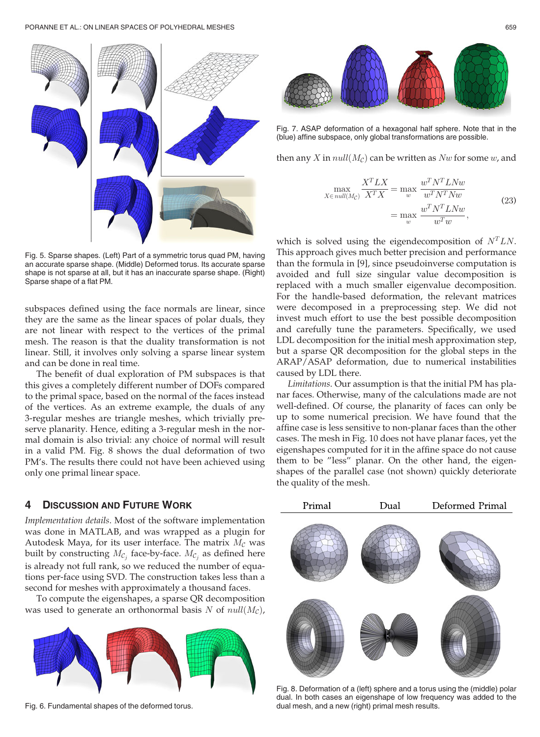Fig. 5. Sparse shapes. (Left) Part of a symmetric torus quad PM, having an accurate sparse shape. (Middle) Deformed torus. Its accurate sparse shape is not sparse at all, but it has an inaccurate sparse shape. (Right) Sparse shape of a flat PM.

subspaces defined using the face normals are linear, since they are the same as the linear spaces of polar duals, they are not linear with respect to the vertices of the primal mesh. The reason is that the duality transformation is not linear. Still, it involves only solving a sparse linear system and can be done in real time.

The benefit of dual exploration of PM subspaces is that this gives a completely different number of DOFs compared to the primal space, based on the normal of the faces instead of the vertices. As an extreme example, the duals of any 3-regular meshes are triangle meshes, which trivially preserve planarity. Hence, editing a 3-regular mesh in the normal domain is also trivial: any choice of normal will result in a valid PM. Fig. 8 shows the dual deformation of two PM's. The results there could not have been achieved using only one primal linear space.

## 4 Discussion and Future Work

*Implementation details.* Most of the software implementation was done in MATLAB, and was wrapped as a plugin for Autodesk Maya, for its user interface. The matrix $M_\mathcal{C}$ was built by constructing $M_{\mathcal{C}_j}$ face-by-face. $M_{\mathcal{C}_j}$ as defined here is already not full rank, so we reduced the number of equations per-face using SVD. The construction takes less than a second for meshes with approximately a thousand faces.

To compute the eigenshapes, a sparse QR decomposition was used to generate an orthonormal basis $N$ of $null(M_\mathcal{C})$, then any $X$ in $null(M_\mathcal{C})$ can be written as $Nw$ for some $w$, and

$$\max_{X \in null(M_\mathcal{C})} \frac{X^T L X}{X^T X} = \max_w \frac{w^T N^T L N w}{w^T N^T N w} = \max_w \frac{w^T N^T L N w}{w^T w}, \tag{23}$$

which is solved using the eigendecomposition of $N^T L N$. This approach gives much better precision and performance than the formula in [9], since pseudoinverse computation is avoided and full size singular value decomposition is replaced with a much smaller eigenvalue decomposition. For the handle-based deformation, the relevant matrices were decomposed in a preprocessing step. We did not invest much effort to use the best possible decomposition and carefully tune the parameters. Specifically, we used LDL decomposition for the initial mesh approximation step, but a sparse QR decomposition for the global steps in the ARAP/ASAP deformation, due to numerical instabilities caused by LDL there.

*Limitations.* Our assumption is that the initial PM has planar faces. Otherwise, many of the calculations made are not well-defined. Of course, the planarity of faces can only be up to some numerical precision. We have found that the affine case is less sensitive to non-planar faces than the other cases. The mesh in Fig. 10 does not have planar faces, yet the eigenshapes computed for it in the affine space do not cause them to be "less" planar. On the other hand, the eigenshapes of the parallel case (not shown) quickly deteriorate the quality of the mesh.

Fig. 6. Fundamental shapes of the deformed torus.

Fig. 7. ASAP deformation of a hexagonal half sphere. Note that in the (blue) affine subspace, only global transformations are possible.

Fig. 8. Deformation of a (left) sphere and a torus using the (middle) polar dual. In both cases an eigenshape of low frequency was added to the dual mesh, and a new (right) primal mesh results.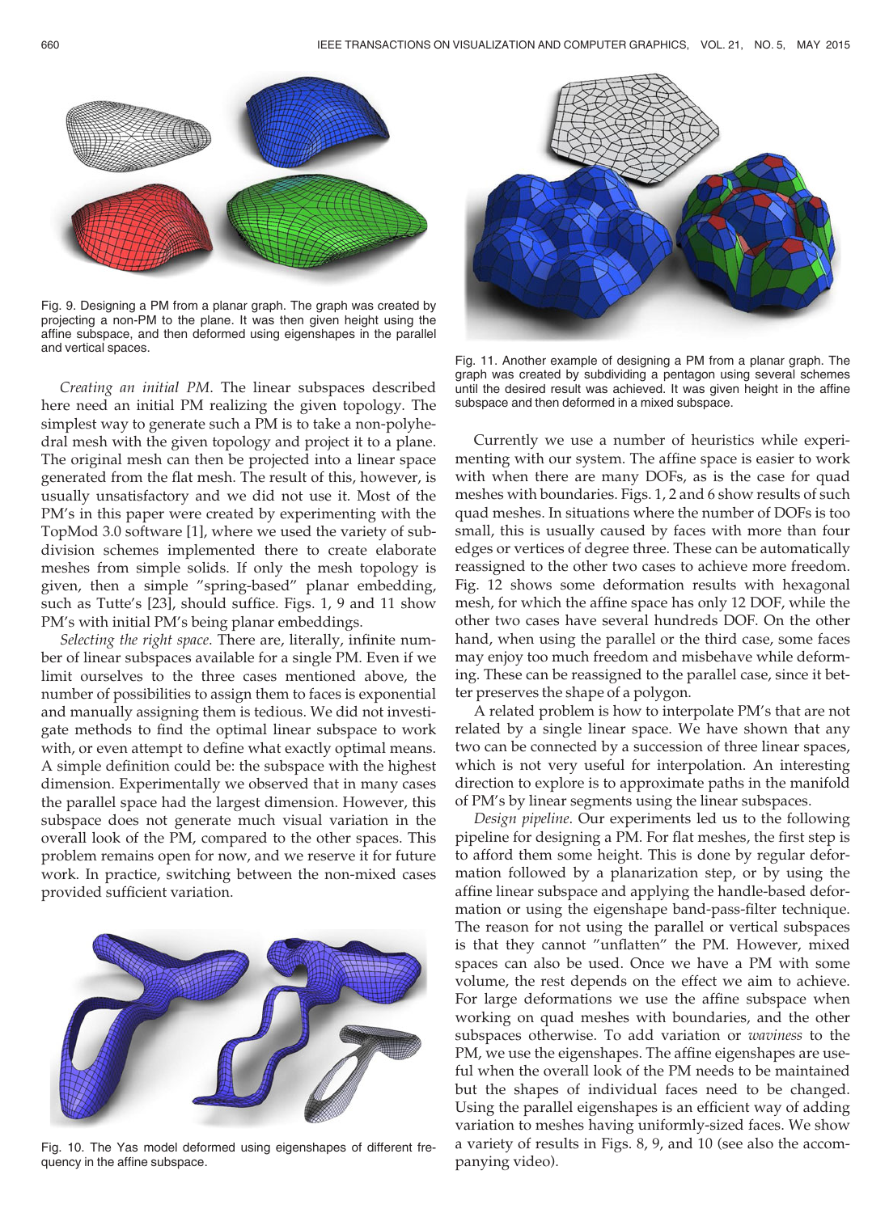Fig. 9. Designing a PM from a planar graph. The graph was created by projecting a non-PM to the plane. It was then given height using the affine subspace, and then deformed using eigenshapes in the parallel and vertical spaces.

Fig. 11. Another example of designing a PM from a planar graph. The graph was created by subdividing a pentagon using several schemes until the desired result was achieved. It was given height in the affine subspace and then deformed in a mixed subspace.

*Creating an initial PM*. The linear subspaces described here need an initial PM realizing the given topology. The simplest way to generate such a PM is to take a non-polyhedral mesh with the given topology and project it to a plane. The original mesh can then be projected into a linear space generated from the flat mesh. The result of this, however, is usually unsatisfactory and we did not use it. Most of the PM's in this paper were created by experimenting with the TopMod 3.0 software [1], where we used the variety of subdivision schemes implemented there to create elaborate meshes from simple solids. If only the mesh topology is given, then a simple "spring-based" planar embedding, such as Tutte's [23], should suffice. Figs. 1, 9 and 11 show PM's with initial PM's being planar embeddings.

*Selecting the right space*. There are, literally, infinite number of linear subspaces available for a single PM. Even if we limit ourselves to the three cases mentioned above, the number of possibilities to assign them to faces is exponential and manually assigning them is tedious. We did not investigate methods to find the optimal linear subspace to work with, or even attempt to define what exactly optimal means. A simple definition could be: the subspace with the highest dimension. Experimentally we observed that in many cases the parallel space had the largest dimension. However, this subspace does not generate much visual variation in the overall look of the PM, compared to the other spaces. This problem remains open for now, and we reserve it for future work. In practice, switching between the non-mixed cases provided sufficient variation.

Fig. 10. The Yas model deformed using eigenshapes of different frequency in the affine subspace.

Currently we use a number of heuristics while experimenting with our system. The affine space is easier to work with when there are many DOFs, as is the case for quad meshes with boundaries. Figs. 1, 2 and 6 show results of such quad meshes. In situations where the number of DOFs is too small, this is usually caused by faces with more than four edges or vertices of degree three. These can be automatically reassigned to the other two cases to achieve more freedom. Fig. 12 shows some deformation results with hexagonal mesh, for which the affine space has only 12 DOF, while the other two cases have several hundreds DOF. On the other hand, when using the parallel or the third case, some faces may enjoy too much freedom and misbehave while deforming. These can be reassigned to the parallel case, since it better preserves the shape of a polygon.

A related problem is how to interpolate PM's that are not related by a single linear space. We have shown that any two can be connected by a succession of three linear spaces, which is not very useful for interpolation. An interesting direction to explore is to approximate paths in the manifold of PM's by linear segments using the linear subspaces.

*Design pipeline*. Our experiments led us to the following pipeline for designing a PM. For flat meshes, the first step is to afford them some height. This is done by regular deformation followed by a planarization step, or by using the affine linear subspace and applying the handle-based deformation or using the eigenshape band-pass-filter technique. The reason for not using the parallel or vertical subspaces is that they cannot "unflatten" the PM. However, mixed spaces can also be used. Once we have a PM with some volume, the rest depends on the effect we aim to achieve. For large deformations we use the affine subspace when working on quad meshes with boundaries, and the other subspaces otherwise. To add variation or *waviness* to the PM, we use the eigenshapes. The affine eigenshapes are useful when the overall look of the PM needs to be maintained but the shapes of individual faces need to be changed. Using the parallel eigenshapes is an efficient way of adding variation to meshes having uniformly-sized faces. We show a variety of results in Figs. 8, 9, and 10 (see also the accompanying video).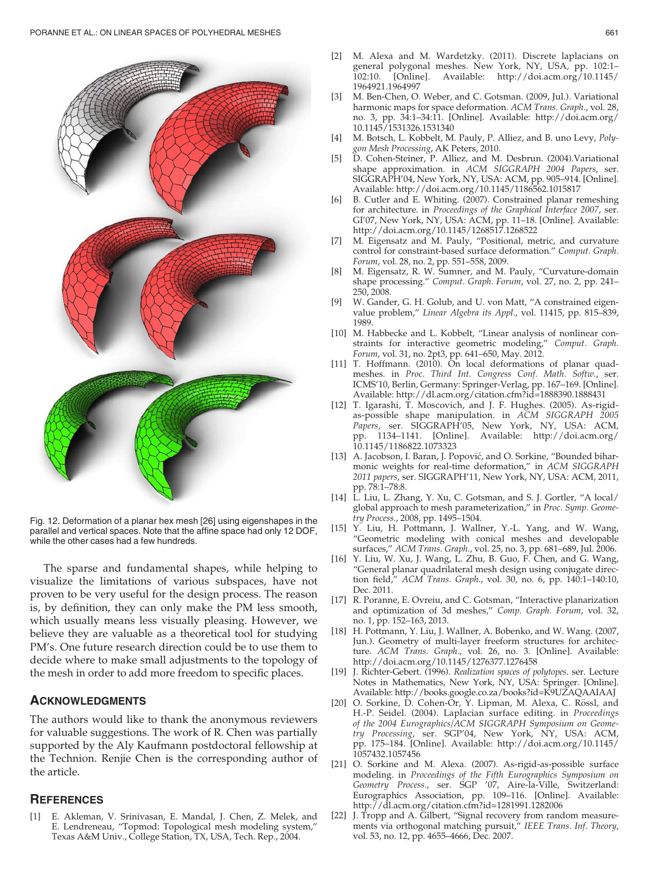Fig. 12. Deformation of a planar hex mesh [26] using eigenshapes in the parallel and vertical spaces. Note that the affine space had only 12 DOF, while the other cases had a few hundreds.

The sparse and fundamental shapes, while helping to visualize the limitations of various subspaces, have not proven to be very useful for the design process. The reason is, by definition, they can only make the PM less smooth, which usually means less visually pleasing. However, we believe they are valuable as a theoretical tool for studying PM's. One future research direction could be to use them to decide where to make small adjustments to the topology of the mesh in order to add more freedom to specific places.

## Acknowledgments

The authors would like to thank the anonymous reviewers for valuable suggestions. The work of R. Chen was partially supported by the Aly Kaufmann postdoctoral fellowship at the Technion. Renjie Chen is the corresponding author of the article.

## References

[1] E. Akleman, V. Srinivasan, E. Mandal, J. Chen, Z. Melek, and E. Lendreneau, "Topmod: Topological mesh modeling system," Texas A&M Univ., College Station, TX, USA, Tech. Rep., 2004.

[2] M. Alexa and M. Wardetzky. (2011). Discrete laplacians on general polygonal meshes. New York, NY, USA, pp. 102:1–102:10. [Online]. Available: http://doi.acm.org/10.1145/1964921.1964997

[3] M. Ben-Chen, O. Weber, and C. Gotsman. (2009, Jul.). Variational harmonic maps for space deformation. *ACM Trans. Graph.*, vol. 28, no. 3, pp. 34:1–34:11. [Online]. Available: http://doi.acm.org/10.1145/1531326.1531340

[4] M. Botsch, L. Kobbelt, M. Pauly, P. Alliez, and B. uno Levy, *Polygon Mesh Processing*, AK Peters, 2010.

[5] D. Cohen-Steiner, P. Alliez, and M. Desbrun. (2004).Variational shape approximation. in *ACM SIGGRAPH 2004 Papers*, ser. SIGGRAPH'04, New York, NY, USA: ACM, pp. 905–914. [Online]. Available: http://doi.acm.org/10.1145/1186562.1015817

[6] B. Cutler and E. Whiting. (2007). Constrained planar remeshing for architecture. in *Proceedings of the Graphical Interface 2007*, ser. GI'07, New York, NY, USA: ACM, pp. 11–18. [Online]. Available: http://doi.acm.org/10.1145/1268517.1268522

[7] M. Eigensatz and M. Pauly, "Positional, metric, and curvature control for constraint-based surface deformation." *Comput. Graph. Forum*, vol. 28, no. 2, pp. 551–558, 2009.

[8] M. Eigensatz, R. W. Sumner, and M. Pauly, "Curvature-domain shape processing." *Comput. Graph. Forum*, vol. 27, no. 2, pp. 241–250, 2008.

[9] W. Gander, G. H. Golub, and U. von Matt, "A constrained eigenvalue problem," *Linear Algebra its Appl.*, vol. 11415, pp. 815–839, 1989.

[10] M. Habbecke and L. Kobbelt, "Linear analysis of nonlinear constraints for interactive geometric modeling," *Comput. Graph. Forum*, vol. 31, no. 2pt3, pp. 641–650, May. 2012.

[11] T. Hoffmann. (2010). On local deformations of planar quad-meshes. in *Proc. Third Int. Congress Conf. Math. Softw.*, ser. ICMS'10, Berlin, Germany: Springer-Verlag, pp. 167–169. [Online]. Available: http://dl.acm.org/citation.cfm?id=1888390.1888431

[12] T. Igarashi, T. Moscovich, and J. F. Hughes. (2005). As-rigid-as-possible shape manipulation. in *ACM SIGGRAPH 2005 Papers*, ser. SIGGRAPH'05, New York, NY, USA: ACM, pp. 1134–1141. [Online]. Available: http://doi.acm.org/10.1145/1186822.1073323

[13] A. Jacobson, I. Baran, J. Popović, and O. Sorkine, "Bounded biharmonic weights for real-time deformation," in *ACM SIGGRAPH 2011 papers*, ser. SIGGRAPH'11, New York, NY, USA: ACM, 2011, pp. 78:1–78:8.

[14] L. Liu, L. Zhang, Y. Xu, C. Gotsman, and S. J. Gortler, "A local/global approach to mesh parameterization," in *Proc. Symp. Geometry Process.*, 2008, pp. 1495–1504.

[15] Y. Liu, H. Pottmann, J. Wallner, Y.-L. Yang, and W. Wang, "Geometric modeling with conical meshes and developable surfaces," *ACM Trans. Graph.*, vol. 25, no. 3, pp. 681–689, Jul. 2006.

[16] Y. Liu, W. Xu, J. Wang, L. Zhu, B. Guo, F. Chen, and G. Wang, "General planar quadrilateral mesh design using conjugate direction field," *ACM Trans. Graph.*, vol. 30, no. 6, pp. 140:1–140:10, Dec. 2011.

[17] R. Poranne, E. Ovreiu, and C. Gotsman, "Interactive planarization and optimization of 3d meshes," *Comp. Graph. Forum*, vol. 32, no. 1, pp. 152–163, 2013.

[18] H. Pottmann, Y. Liu, J. Wallner, A. Bobenko, and W. Wang. (2007, Jun.). Geometry of multi-layer freeform structures for architecture. *ACM Trans. Graph.*, vol. 26, no. 3. [Online]. Available: http://doi.acm.org/10.1145/1276377.1276458

[19] J. Richter-Gebert. (1996). *Realization spaces of polytopes.* ser. Lecture Notes in Mathematics, New York, NY, USA: Springer. [Online]. Available: http://books.google.co.za/books?id=K9UZAQAAIAAJ

[20] O. Sorkine, D. Cohen-Or, Y. Lipman, M. Alexa, C. Rössl, and H.-P. Seidel. (2004). Laplacian surface editing. in *Proceedings of the 2004 Eurographics/ACM SIGGRAPH Symposium on Geometry Processing*, ser. SGP'04, New York, NY, USA: ACM, pp. 175–184. [Online]. Available: http://doi.acm.org/10.1145/1057432.1057456

[21] O. Sorkine and M. Alexa. (2007). As-rigid-as-possible surface modeling. in *Proceedings of the Fifth Eurographics Symposium on Geometry Process.*, ser. SGP '07, Aire-la-Ville, Switzerland: Eurographics Association, pp. 109–116. [Online]. Available: http://dl.acm.org/citation.cfm?id=1281991.1282006

[22] J. Tropp and A. Gilbert, "Signal recovery from random measurements via orthogonal matching pursuit," *IEEE Trans. Inf. Theory*, vol. 53, no. 12, pp. 4655–4666, Dec. 2007.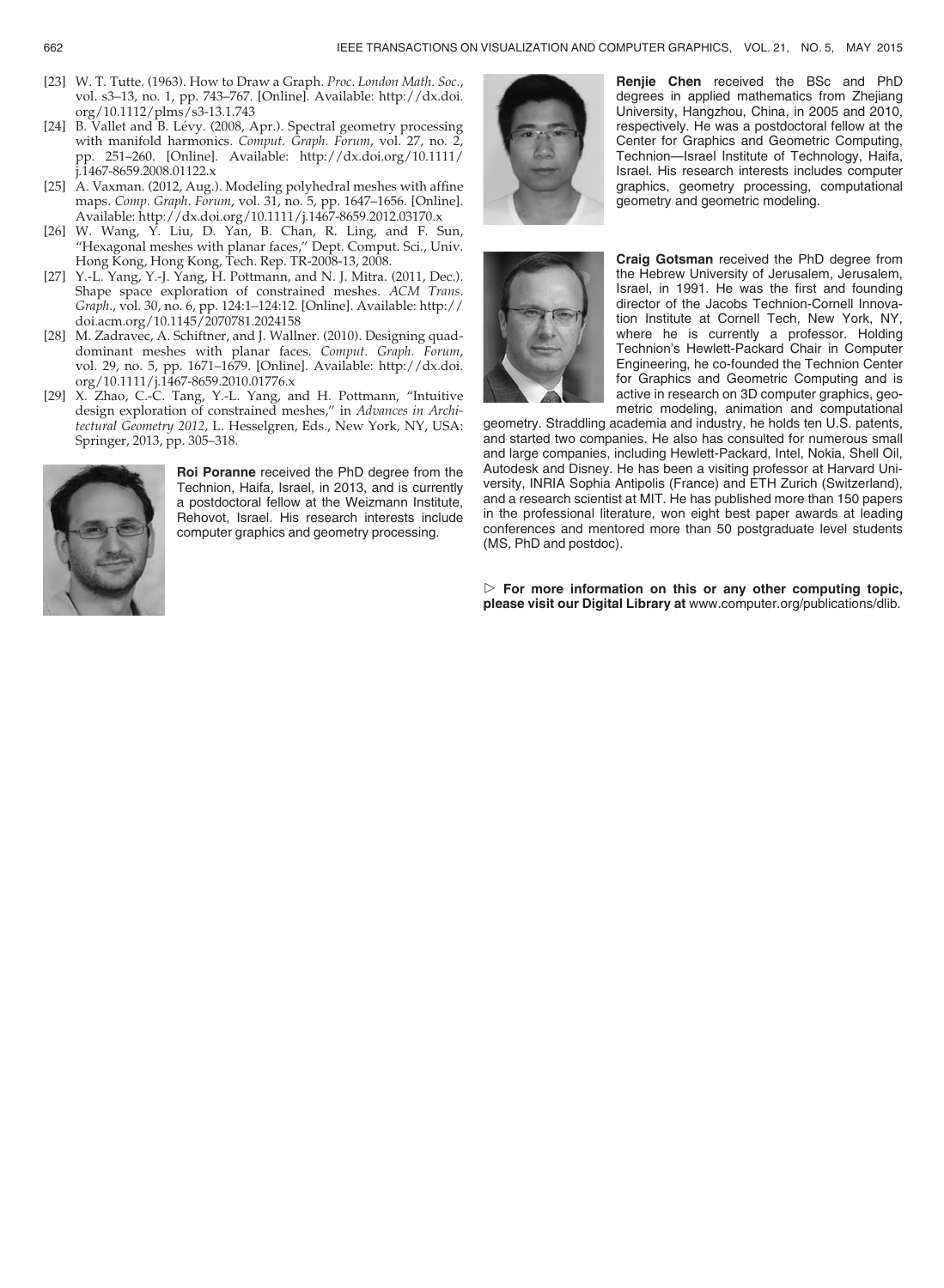[23] W. T. Tutte. (1963). How to Draw a Graph. *Proc. London Math. Soc.*, vol. s3–13, no. 1, pp. 743–767. [Online]. Available: http://dx.doi.org/10.1112/plms/s3-13.1.743

[24] B. Vallet and B. Lévy. (2008, Apr.). Spectral geometry processing with manifold harmonics. *Comput. Graph. Forum*, vol. 27, no. 2, pp. 251–260. [Online]. Available: http://dx.doi.org/10.1111/j.1467-8659.2008.01122.x

[25] A. Vaxman. (2012, Aug.). Modeling polyhedral meshes with affine maps. *Comp. Graph. Forum*, vol. 31, no. 5, pp. 1647–1656. [Online]. Available: http://dx.doi.org/10.1111/j.1467-8659.2012.03170.x

[26] W. Wang, Y. Liu, D. Yan, B. Chan, R. Ling, and F. Sun, "Hexagonal meshes with planar faces," Dept. Comput. Sci., Univ. Hong Kong, Hong Kong, Tech. Rep. TR-2008-13, 2008.

[27] Y.-L. Yang, Y.-J. Yang, H. Pottmann, and N. J. Mitra. (2011, Dec.). Shape space exploration of constrained meshes. *ACM Trans. Graph.*, vol. 30, no. 6, pp. 124:1–124:12. [Online]. Available: http://doi.acm.org/10.1145/2070781.2024158

[28] M. Zadravec, A. Schiftner, and J. Wallner. (2010). Designing quad-dominant meshes with planar faces. *Comput. Graph. Forum*, vol. 29, no. 5, pp. 1671–1679. [Online]. Available: http://dx.doi.org/10.1111/j.1467-8659.2010.01776.x

[29] X. Zhao, C.-C. Tang, Y.-L. Yang, and H. Pottmann, "Intuitive design exploration of constrained meshes," in *Advances in Architectural Geometry 2012*, L. Hesselgren, Eds., New York, NY, USA: Springer, 2013, pp. 305–318.

**Roi Poranne** received the PhD degree from the Technion, Haifa, Israel, in 2013, and is currently a postdoctoral fellow at the Weizmann Institute, Rehovot, Israel. His research interests include computer graphics and geometry processing.

**Renjie Chen** received the BSc and PhD degrees in applied mathematics from Zhejiang University, Hangzhou, China, in 2005 and 2010, respectively. He was a postdoctoral fellow at the Center for Graphics and Geometric Computing, Technion—Israel Institute of Technology, Haifa, Israel. His research interests includes computer graphics, geometry processing, computational geometry and geometric modeling.

**Craig Gotsman** received the PhD degree from the Hebrew University of Jerusalem, Jerusalem, Israel, in 1991. He was the first and founding director of the Jacobs Technion-Cornell Innovation Institute at Cornell Tech, New York, NY, where he is currently a professor. Holding Technion's Hewlett-Packard Chair in Computer Engineering, he co-founded the Technion Center for Graphics and Geometric Computing and is active in research on 3D computer graphics, geometric modeling, animation and computational geometry. Straddling academia and industry, he holds ten U.S. patents, and started two companies. He also has consulted for numerous small and large companies, including Hewlett-Packard, Intel, Nokia, Shell Oil, Autodesk and Disney. He has been a visiting professor at Harvard University, INRIA Sophia Antipolis (France) and ETH Zurich (Switzerland), and a research scientist at MIT. He has published more than 150 papers in the professional literature, won eight best paper awards at leading conferences and mentored more than 50 postgraduate level students (MS, PhD and postdoc).

▷ **For more information on this or any other computing topic, please visit our Digital Library at** www.computer.org/publications/dlib.